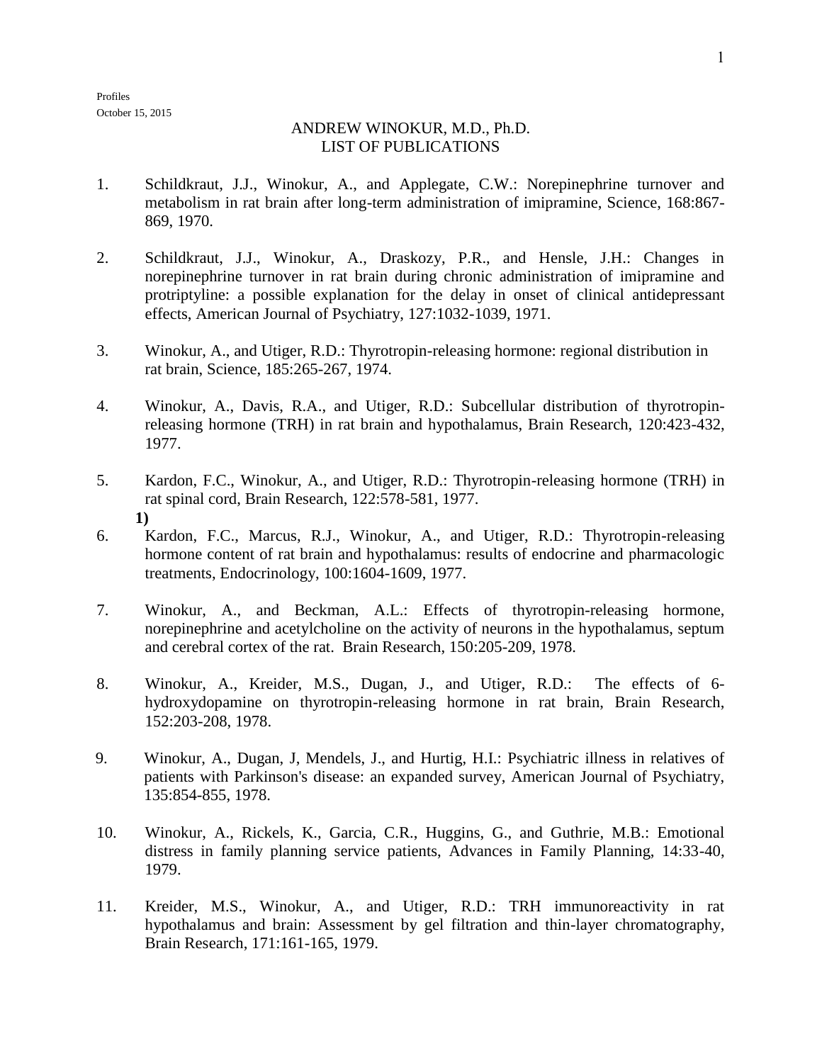Profiles
October 15, 2015

# ANDREW WINOKUR, M.D., Ph.D.
## LIST OF PUBLICATIONS

1. Schildkraut, J.J., Winokur, A., and Applegate, C.W.: Norepinephrine turnover and metabolism in rat brain after long-term administration of imipramine, Science, 168:867-869, 1970.

2. Schildkraut, J.J., Winokur, A., Draskozy, P.R., and Hensle, J.H.: Changes in norepinephrine turnover in rat brain during chronic administration of imipramine and protriptyline: a possible explanation for the delay in onset of clinical antidepressant effects, American Journal of Psychiatry, 127:1032-1039, 1971.

3. Winokur, A., and Utiger, R.D.: Thyrotropin-releasing hormone: regional distribution in rat brain, Science, 185:265-267, 1974.

4. Winokur, A., Davis, R.A., and Utiger, R.D.: Subcellular distribution of thyrotropin-releasing hormone (TRH) in rat brain and hypothalamus, Brain Research, 120:423-432, 1977.

5. Kardon, F.C., Winokur, A., and Utiger, R.D.: Thyrotropin-releasing hormone (TRH) in rat spinal cord, Brain Research, 122:578-581, 1977.

**1)**

6. Kardon, F.C., Marcus, R.J., Winokur, A., and Utiger, R.D.: Thyrotropin-releasing hormone content of rat brain and hypothalamus: results of endocrine and pharmacologic treatments, Endocrinology, 100:1604-1609, 1977.

7. Winokur, A., and Beckman, A.L.: Effects of thyrotropin-releasing hormone, norepinephrine and acetylcholine on the activity of neurons in the hypothalamus, septum and cerebral cortex of the rat. Brain Research, 150:205-209, 1978.

8. Winokur, A., Kreider, M.S., Dugan, J., and Utiger, R.D.: The effects of 6-hydroxydopamine on thyrotropin-releasing hormone in rat brain, Brain Research, 152:203-208, 1978.

9. Winokur, A., Dugan, J, Mendels, J., and Hurtig, H.I.: Psychiatric illness in relatives of patients with Parkinson's disease: an expanded survey, American Journal of Psychiatry, 135:854-855, 1978.

10. Winokur, A., Rickels, K., Garcia, C.R., Huggins, G., and Guthrie, M.B.: Emotional distress in family planning service patients, Advances in Family Planning, 14:33-40, 1979.

11. Kreider, M.S., Winokur, A., and Utiger, R.D.: TRH immunoreactivity in rat hypothalamus and brain: Assessment by gel filtration and thin-layer chromatography, Brain Research, 171:161-165, 1979.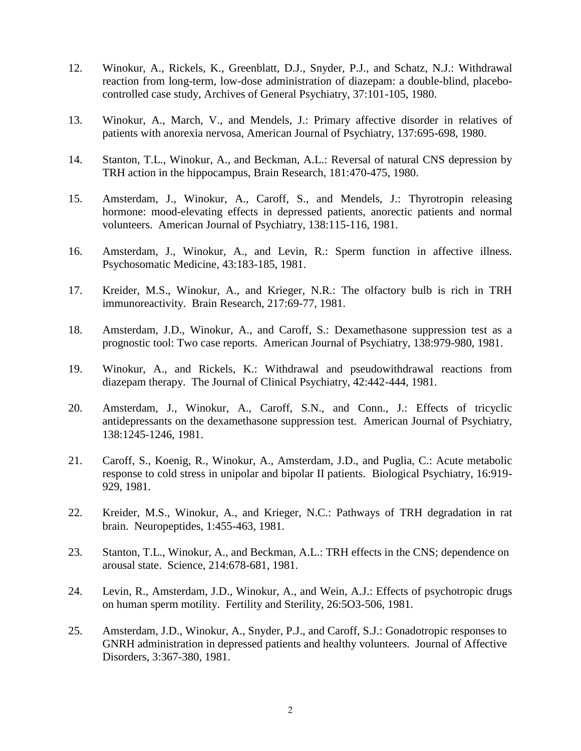12. Winokur, A., Rickels, K., Greenblatt, D.J., Snyder, P.J., and Schatz, N.J.: Withdrawal reaction from long-term, low-dose administration of diazepam: a double-blind, placebo-controlled case study, Archives of General Psychiatry, 37:101-105, 1980.

13. Winokur, A., March, V., and Mendels, J.: Primary affective disorder in relatives of patients with anorexia nervosa, American Journal of Psychiatry, 137:695-698, 1980.

14. Stanton, T.L., Winokur, A., and Beckman, A.L.: Reversal of natural CNS depression by TRH action in the hippocampus, Brain Research, 181:470-475, 1980.

15. Amsterdam, J., Winokur, A., Caroff, S., and Mendels, J.: Thyrotropin releasing hormone: mood-elevating effects in depressed patients, anorectic patients and normal volunteers. American Journal of Psychiatry, 138:115-116, 1981.

16. Amsterdam, J., Winokur, A., and Levin, R.: Sperm function in affective illness. Psychosomatic Medicine, 43:183-185, 1981.

17. Kreider, M.S., Winokur, A., and Krieger, N.R.: The olfactory bulb is rich in TRH immunoreactivity. Brain Research, 217:69-77, 1981.

18. Amsterdam, J.D., Winokur, A., and Caroff, S.: Dexamethasone suppression test as a prognostic tool: Two case reports. American Journal of Psychiatry, 138:979-980, 1981.

19. Winokur, A., and Rickels, K.: Withdrawal and pseudowithdrawal reactions from diazepam therapy. The Journal of Clinical Psychiatry, 42:442-444, 1981.

20. Amsterdam, J., Winokur, A., Caroff, S.N., and Conn., J.: Effects of tricyclic antidepressants on the dexamethasone suppression test. American Journal of Psychiatry, 138:1245-1246, 1981.

21. Caroff, S., Koenig, R., Winokur, A., Amsterdam, J.D., and Puglia, C.: Acute metabolic response to cold stress in unipolar and bipolar II patients. Biological Psychiatry, 16:919-929, 1981.

22. Kreider, M.S., Winokur, A., and Krieger, N.C.: Pathways of TRH degradation in rat brain. Neuropeptides, 1:455-463, 1981.

23. Stanton, T.L., Winokur, A., and Beckman, A.L.: TRH effects in the CNS; dependence on arousal state. Science, 214:678-681, 1981.

24. Levin, R., Amsterdam, J.D., Winokur, A., and Wein, A.J.: Effects of psychotropic drugs on human sperm motility. Fertility and Sterility, 26:5O3-506, 1981.

25. Amsterdam, J.D., Winokur, A., Snyder, P.J., and Caroff, S.J.: Gonadotropic responses to GNRH administration in depressed patients and healthy volunteers. Journal of Affective Disorders, 3:367-380, 1981.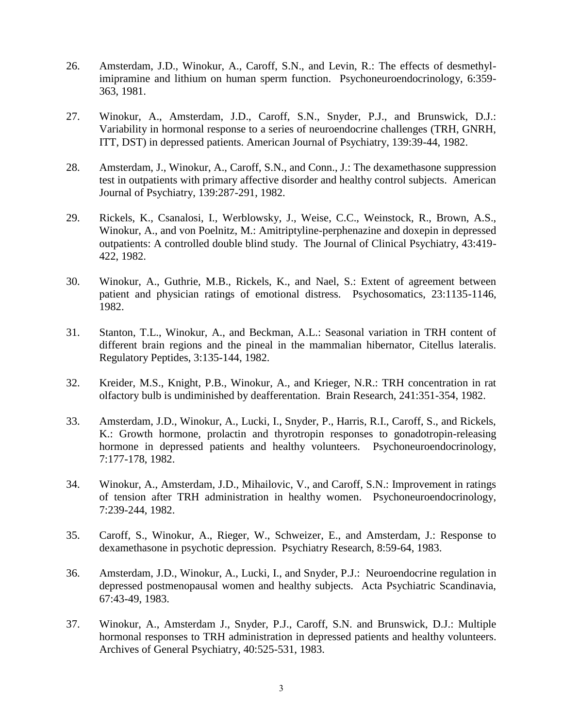26. Amsterdam, J.D., Winokur, A., Caroff, S.N., and Levin, R.: The effects of desmethyl-imipramine and lithium on human sperm function. Psychoneuroendocrinology, 6:359-363, 1981.

27. Winokur, A., Amsterdam, J.D., Caroff, S.N., Snyder, P.J., and Brunswick, D.J.: Variability in hormonal response to a series of neuroendocrine challenges (TRH, GNRH, ITT, DST) in depressed patients. American Journal of Psychiatry, 139:39-44, 1982.

28. Amsterdam, J., Winokur, A., Caroff, S.N., and Conn., J.: The dexamethasone suppression test in outpatients with primary affective disorder and healthy control subjects. American Journal of Psychiatry, 139:287-291, 1982.

29. Rickels, K., Csanalosi, I., Werblowsky, J., Weise, C.C., Weinstock, R., Brown, A.S., Winokur, A., and von Poelnitz, M.: Amitriptyline-perphenazine and doxepin in depressed outpatients: A controlled double blind study. The Journal of Clinical Psychiatry, 43:419-422, 1982.

30. Winokur, A., Guthrie, M.B., Rickels, K., and Nael, S.: Extent of agreement between patient and physician ratings of emotional distress. Psychosomatics, 23:1135-1146, 1982.

31. Stanton, T.L., Winokur, A., and Beckman, A.L.: Seasonal variation in TRH content of different brain regions and the pineal in the mammalian hibernator, Citellus lateralis. Regulatory Peptides, 3:135-144, 1982.

32. Kreider, M.S., Knight, P.B., Winokur, A., and Krieger, N.R.: TRH concentration in rat olfactory bulb is undiminished by deafferentation. Brain Research, 241:351-354, 1982.

33. Amsterdam, J.D., Winokur, A., Lucki, I., Snyder, P., Harris, R.I., Caroff, S., and Rickels, K.: Growth hormone, prolactin and thyrotropin responses to gonadotropin-releasing hormone in depressed patients and healthy volunteers. Psychoneuroendocrinology, 7:177-178, 1982.

34. Winokur, A., Amsterdam, J.D., Mihailovic, V., and Caroff, S.N.: Improvement in ratings of tension after TRH administration in healthy women. Psychoneuroendocrinology, 7:239-244, 1982.

35. Caroff, S., Winokur, A., Rieger, W., Schweizer, E., and Amsterdam, J.: Response to dexamethasone in psychotic depression. Psychiatry Research, 8:59-64, 1983.

36. Amsterdam, J.D., Winokur, A., Lucki, I., and Snyder, P.J.: Neuroendocrine regulation in depressed postmenopausal women and healthy subjects. Acta Psychiatric Scandinavia, 67:43-49, 1983.

37. Winokur, A., Amsterdam J., Snyder, P.J., Caroff, S.N. and Brunswick, D.J.: Multiple hormonal responses to TRH administration in depressed patients and healthy volunteers. Archives of General Psychiatry, 40:525-531, 1983.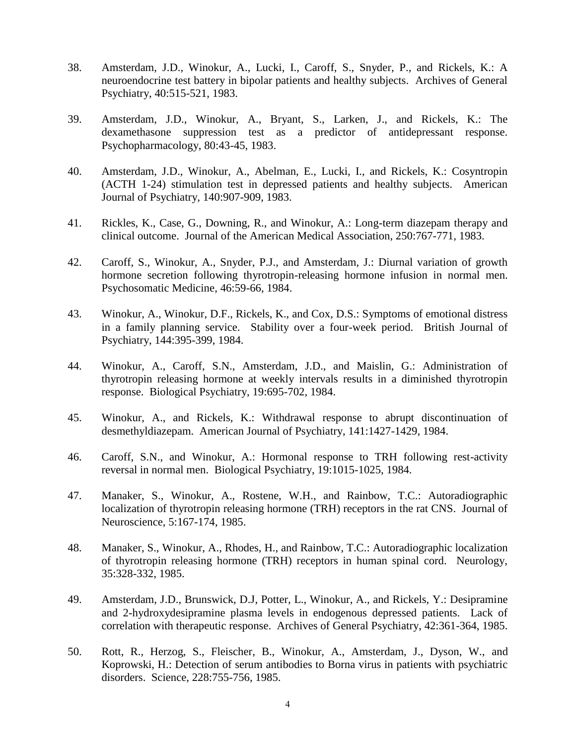38. Amsterdam, J.D., Winokur, A., Lucki, I., Caroff, S., Snyder, P., and Rickels, K.: A neuroendocrine test battery in bipolar patients and healthy subjects. Archives of General Psychiatry, 40:515-521, 1983.

39. Amsterdam, J.D., Winokur, A., Bryant, S., Larken, J., and Rickels, K.: The dexamethasone suppression test as a predictor of antidepressant response. Psychopharmacology, 80:43-45, 1983.

40. Amsterdam, J.D., Winokur, A., Abelman, E., Lucki, I., and Rickels, K.: Cosyntropin (ACTH 1-24) stimulation test in depressed patients and healthy subjects. American Journal of Psychiatry, 140:907-909, 1983.

41. Rickles, K., Case, G., Downing, R., and Winokur, A.: Long-term diazepam therapy and clinical outcome. Journal of the American Medical Association, 250:767-771, 1983.

42. Caroff, S., Winokur, A., Snyder, P.J., and Amsterdam, J.: Diurnal variation of growth hormone secretion following thyrotropin-releasing hormone infusion in normal men. Psychosomatic Medicine, 46:59-66, 1984.

43. Winokur, A., Winokur, D.F., Rickels, K., and Cox, D.S.: Symptoms of emotional distress in a family planning service. Stability over a four-week period. British Journal of Psychiatry, 144:395-399, 1984.

44. Winokur, A., Caroff, S.N., Amsterdam, J.D., and Maislin, G.: Administration of thyrotropin releasing hormone at weekly intervals results in a diminished thyrotropin response. Biological Psychiatry, 19:695-702, 1984.

45. Winokur, A., and Rickels, K.: Withdrawal response to abrupt discontinuation of desmethyldiazepam. American Journal of Psychiatry, 141:1427-1429, 1984.

46. Caroff, S.N., and Winokur, A.: Hormonal response to TRH following rest-activity reversal in normal men. Biological Psychiatry, 19:1015-1025, 1984.

47. Manaker, S., Winokur, A., Rostene, W.H., and Rainbow, T.C.: Autoradiographic localization of thyrotropin releasing hormone (TRH) receptors in the rat CNS. Journal of Neuroscience, 5:167-174, 1985.

48. Manaker, S., Winokur, A., Rhodes, H., and Rainbow, T.C.: Autoradiographic localization of thyrotropin releasing hormone (TRH) receptors in human spinal cord. Neurology, 35:328-332, 1985.

49. Amsterdam, J.D., Brunswick, D.J, Potter, L., Winokur, A., and Rickels, Y.: Desipramine and 2-hydroxydesipramine plasma levels in endogenous depressed patients. Lack of correlation with therapeutic response. Archives of General Psychiatry, 42:361-364, 1985.

50. Rott, R., Herzog, S., Fleischer, B., Winokur, A., Amsterdam, J., Dyson, W., and Koprowski, H.: Detection of serum antibodies to Borna virus in patients with psychiatric disorders. Science, 228:755-756, 1985.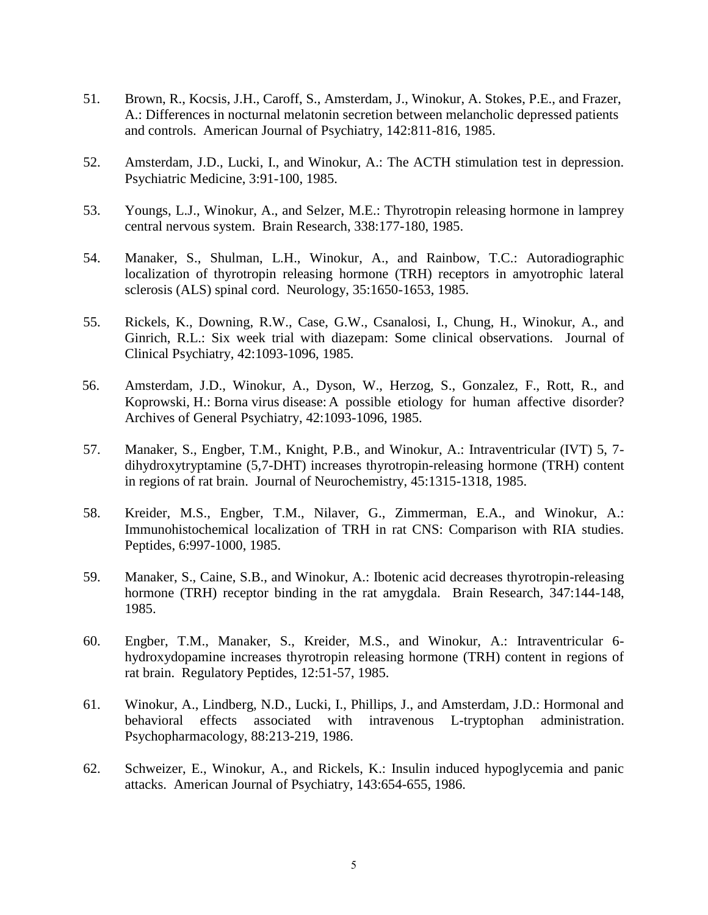51. Brown, R., Kocsis, J.H., Caroff, S., Amsterdam, J., Winokur, A. Stokes, P.E., and Frazer, A.: Differences in nocturnal melatonin secretion between melancholic depressed patients and controls. American Journal of Psychiatry, 142:811-816, 1985.

52. Amsterdam, J.D., Lucki, I., and Winokur, A.: The ACTH stimulation test in depression. Psychiatric Medicine, 3:91-100, 1985.

53. Youngs, L.J., Winokur, A., and Selzer, M.E.: Thyrotropin releasing hormone in lamprey central nervous system. Brain Research, 338:177-180, 1985.

54. Manaker, S., Shulman, L.H., Winokur, A., and Rainbow, T.C.: Autoradiographic localization of thyrotropin releasing hormone (TRH) receptors in amyotrophic lateral sclerosis (ALS) spinal cord. Neurology, 35:1650-1653, 1985.

55. Rickels, K., Downing, R.W., Case, G.W., Csanalosi, I., Chung, H., Winokur, A., and Ginrich, R.L.: Six week trial with diazepam: Some clinical observations. Journal of Clinical Psychiatry, 42:1093-1096, 1985.

56. Amsterdam, J.D., Winokur, A., Dyson, W., Herzog, S., Gonzalez, F., Rott, R., and Koprowski, H.: Borna virus disease: A possible etiology for human affective disorder? Archives of General Psychiatry, 42:1093-1096, 1985.

57. Manaker, S., Engber, T.M., Knight, P.B., and Winokur, A.: Intraventricular (IVT) 5, 7-dihydroxytryptamine (5,7-DHT) increases thyrotropin-releasing hormone (TRH) content in regions of rat brain. Journal of Neurochemistry, 45:1315-1318, 1985.

58. Kreider, M.S., Engber, T.M., Nilaver, G., Zimmerman, E.A., and Winokur, A.: Immunohistochemical localization of TRH in rat CNS: Comparison with RIA studies. Peptides, 6:997-1000, 1985.

59. Manaker, S., Caine, S.B., and Winokur, A.: Ibotenic acid decreases thyrotropin-releasing hormone (TRH) receptor binding in the rat amygdala. Brain Research, 347:144-148, 1985.

60. Engber, T.M., Manaker, S., Kreider, M.S., and Winokur, A.: Intraventricular 6-hydroxydopamine increases thyrotropin releasing hormone (TRH) content in regions of rat brain. Regulatory Peptides, 12:51-57, 1985.

61. Winokur, A., Lindberg, N.D., Lucki, I., Phillips, J., and Amsterdam, J.D.: Hormonal and behavioral effects associated with intravenous L-tryptophan administration. Psychopharmacology, 88:213-219, 1986.

62. Schweizer, E., Winokur, A., and Rickels, K.: Insulin induced hypoglycemia and panic attacks. American Journal of Psychiatry, 143:654-655, 1986.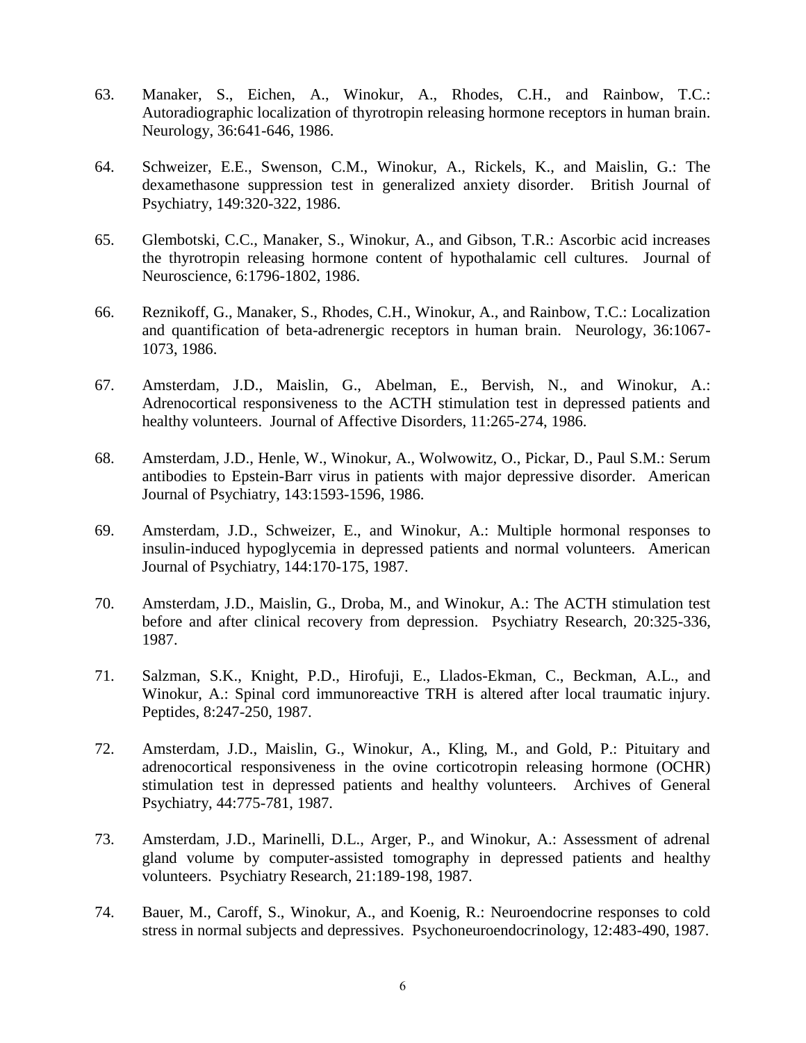63. Manaker, S., Eichen, A., Winokur, A., Rhodes, C.H., and Rainbow, T.C.: Autoradiographic localization of thyrotropin releasing hormone receptors in human brain. Neurology, 36:641-646, 1986.

64. Schweizer, E.E., Swenson, C.M., Winokur, A., Rickels, K., and Maislin, G.: The dexamethasone suppression test in generalized anxiety disorder. British Journal of Psychiatry, 149:320-322, 1986.

65. Glembotski, C.C., Manaker, S., Winokur, A., and Gibson, T.R.: Ascorbic acid increases the thyrotropin releasing hormone content of hypothalamic cell cultures. Journal of Neuroscience, 6:1796-1802, 1986.

66. Reznikoff, G., Manaker, S., Rhodes, C.H., Winokur, A., and Rainbow, T.C.: Localization and quantification of beta-adrenergic receptors in human brain. Neurology, 36:1067-1073, 1986.

67. Amsterdam, J.D., Maislin, G., Abelman, E., Bervish, N., and Winokur, A.: Adrenocortical responsiveness to the ACTH stimulation test in depressed patients and healthy volunteers. Journal of Affective Disorders, 11:265-274, 1986.

68. Amsterdam, J.D., Henle, W., Winokur, A., Wolwowitz, O., Pickar, D., Paul S.M.: Serum antibodies to Epstein-Barr virus in patients with major depressive disorder. American Journal of Psychiatry, 143:1593-1596, 1986.

69. Amsterdam, J.D., Schweizer, E., and Winokur, A.: Multiple hormonal responses to insulin-induced hypoglycemia in depressed patients and normal volunteers. American Journal of Psychiatry, 144:170-175, 1987.

70. Amsterdam, J.D., Maislin, G., Droba, M., and Winokur, A.: The ACTH stimulation test before and after clinical recovery from depression. Psychiatry Research, 20:325-336, 1987.

71. Salzman, S.K., Knight, P.D., Hirofuji, E., Llados-Ekman, C., Beckman, A.L., and Winokur, A.: Spinal cord immunoreactive TRH is altered after local traumatic injury. Peptides, 8:247-250, 1987.

72. Amsterdam, J.D., Maislin, G., Winokur, A., Kling, M., and Gold, P.: Pituitary and adrenocortical responsiveness in the ovine corticotropin releasing hormone (OCHR) stimulation test in depressed patients and healthy volunteers. Archives of General Psychiatry, 44:775-781, 1987.

73. Amsterdam, J.D., Marinelli, D.L., Arger, P., and Winokur, A.: Assessment of adrenal gland volume by computer-assisted tomography in depressed patients and healthy volunteers. Psychiatry Research, 21:189-198, 1987.

74. Bauer, M., Caroff, S., Winokur, A., and Koenig, R.: Neuroendocrine responses to cold stress in normal subjects and depressives. Psychoneuroendocrinology, 12:483-490, 1987.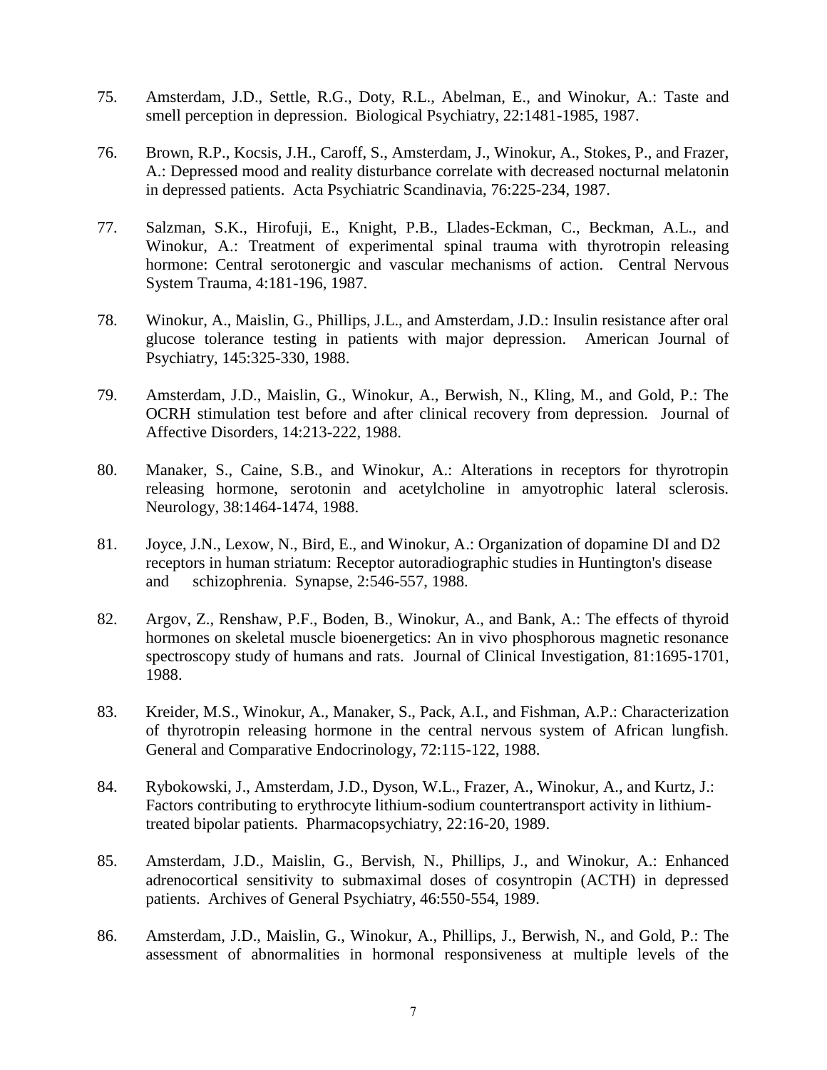75. Amsterdam, J.D., Settle, R.G., Doty, R.L., Abelman, E., and Winokur, A.: Taste and smell perception in depression. Biological Psychiatry, 22:1481-1985, 1987.

76. Brown, R.P., Kocsis, J.H., Caroff, S., Amsterdam, J., Winokur, A., Stokes, P., and Frazer, A.: Depressed mood and reality disturbance correlate with decreased nocturnal melatonin in depressed patients. Acta Psychiatric Scandinavia, 76:225-234, 1987.

77. Salzman, S.K., Hirofuji, E., Knight, P.B., Llades-Eckman, C., Beckman, A.L., and Winokur, A.: Treatment of experimental spinal trauma with thyrotropin releasing hormone: Central serotonergic and vascular mechanisms of action. Central Nervous System Trauma, 4:181-196, 1987.

78. Winokur, A., Maislin, G., Phillips, J.L., and Amsterdam, J.D.: Insulin resistance after oral glucose tolerance testing in patients with major depression. American Journal of Psychiatry, 145:325-330, 1988.

79. Amsterdam, J.D., Maislin, G., Winokur, A., Berwish, N., Kling, M., and Gold, P.: The OCRH stimulation test before and after clinical recovery from depression. Journal of Affective Disorders, 14:213-222, 1988.

80. Manaker, S., Caine, S.B., and Winokur, A.: Alterations in receptors for thyrotropin releasing hormone, serotonin and acetylcholine in amyotrophic lateral sclerosis. Neurology, 38:1464-1474, 1988.

81. Joyce, J.N., Lexow, N., Bird, E., and Winokur, A.: Organization of dopamine DI and D2 receptors in human striatum: Receptor autoradiographic studies in Huntington's disease and schizophrenia. Synapse, 2:546-557, 1988.

82. Argov, Z., Renshaw, P.F., Boden, B., Winokur, A., and Bank, A.: The effects of thyroid hormones on skeletal muscle bioenergetics: An in vivo phosphorous magnetic resonance spectroscopy study of humans and rats. Journal of Clinical Investigation, 81:1695-1701, 1988.

83. Kreider, M.S., Winokur, A., Manaker, S., Pack, A.I., and Fishman, A.P.: Characterization of thyrotropin releasing hormone in the central nervous system of African lungfish. General and Comparative Endocrinology, 72:115-122, 1988.

84. Rybokowski, J., Amsterdam, J.D., Dyson, W.L., Frazer, A., Winokur, A., and Kurtz, J.: Factors contributing to erythrocyte lithium-sodium countertransport activity in lithium-treated bipolar patients. Pharmacopsychiatry, 22:16-20, 1989.

85. Amsterdam, J.D., Maislin, G., Bervish, N., Phillips, J., and Winokur, A.: Enhanced adrenocortical sensitivity to submaximal doses of cosyntropin (ACTH) in depressed patients. Archives of General Psychiatry, 46:550-554, 1989.

86. Amsterdam, J.D., Maislin, G., Winokur, A., Phillips, J., Berwish, N., and Gold, P.: The assessment of abnormalities in hormonal responsiveness at multiple levels of the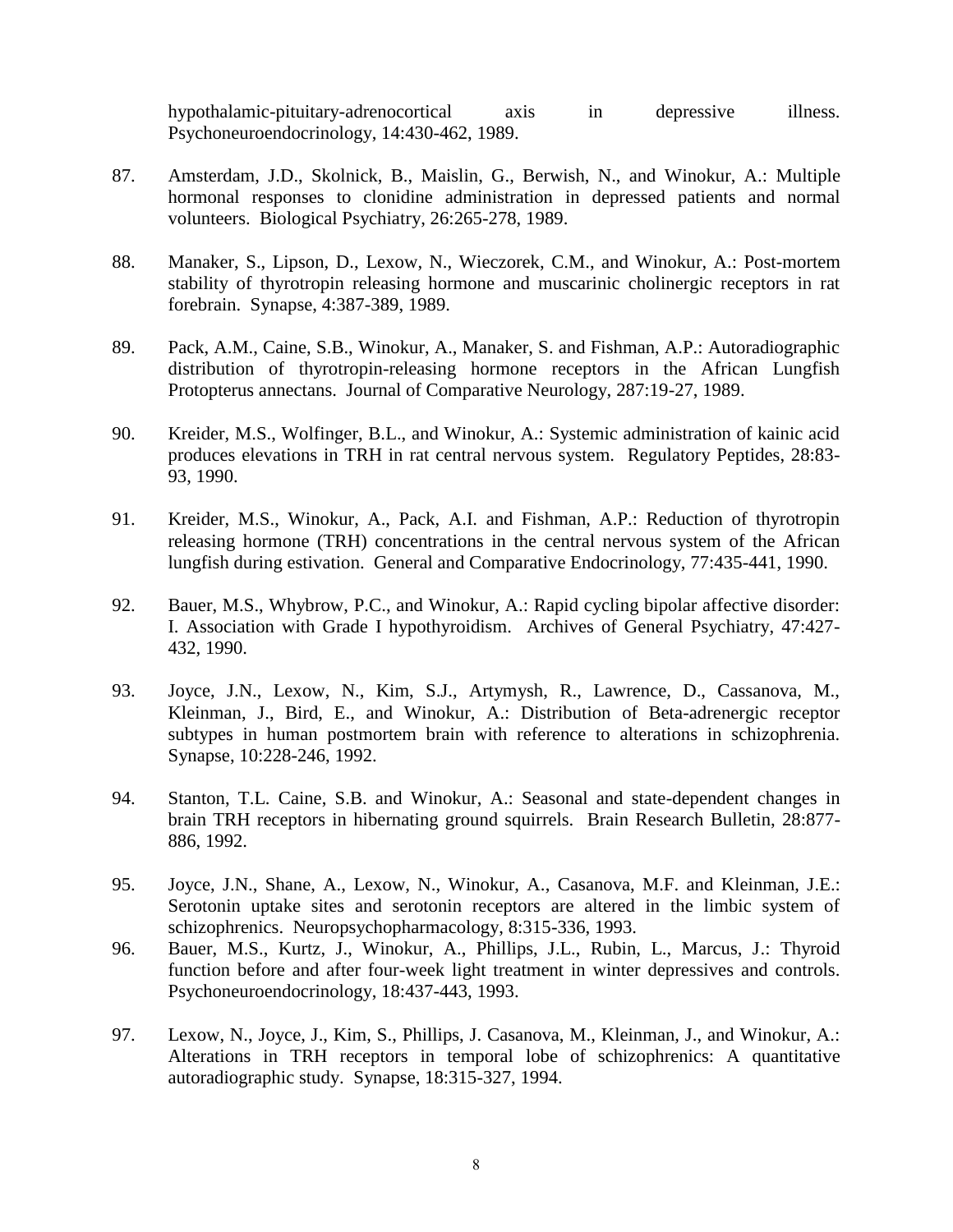hypothalamic-pituitary-adrenocortical axis in depressive illness. Psychoneuroendocrinology, 14:430-462, 1989.

87. Amsterdam, J.D., Skolnick, B., Maislin, G., Berwish, N., and Winokur, A.: Multiple hormonal responses to clonidine administration in depressed patients and normal volunteers. Biological Psychiatry, 26:265-278, 1989.

88. Manaker, S., Lipson, D., Lexow, N., Wieczorek, C.M., and Winokur, A.: Post-mortem stability of thyrotropin releasing hormone and muscarinic cholinergic receptors in rat forebrain. Synapse, 4:387-389, 1989.

89. Pack, A.M., Caine, S.B., Winokur, A., Manaker, S. and Fishman, A.P.: Autoradiographic distribution of thyrotropin-releasing hormone receptors in the African Lungfish Protopterus annectans. Journal of Comparative Neurology, 287:19-27, 1989.

90. Kreider, M.S., Wolfinger, B.L., and Winokur, A.: Systemic administration of kainic acid produces elevations in TRH in rat central nervous system. Regulatory Peptides, 28:83-93, 1990.

91. Kreider, M.S., Winokur, A., Pack, A.I. and Fishman, A.P.: Reduction of thyrotropin releasing hormone (TRH) concentrations in the central nervous system of the African lungfish during estivation. General and Comparative Endocrinology, 77:435-441, 1990.

92. Bauer, M.S., Whybrow, P.C., and Winokur, A.: Rapid cycling bipolar affective disorder: I. Association with Grade I hypothyroidism. Archives of General Psychiatry, 47:427-432, 1990.

93. Joyce, J.N., Lexow, N., Kim, S.J., Artymysh, R., Lawrence, D., Cassanova, M., Kleinman, J., Bird, E., and Winokur, A.: Distribution of Beta-adrenergic receptor subtypes in human postmortem brain with reference to alterations in schizophrenia. Synapse, 10:228-246, 1992.

94. Stanton, T.L. Caine, S.B. and Winokur, A.: Seasonal and state-dependent changes in brain TRH receptors in hibernating ground squirrels. Brain Research Bulletin, 28:877-886, 1992.

95. Joyce, J.N., Shane, A., Lexow, N., Winokur, A., Casanova, M.F. and Kleinman, J.E.: Serotonin uptake sites and serotonin receptors are altered in the limbic system of schizophrenics. Neuropsychopharmacology, 8:315-336, 1993.

96. Bauer, M.S., Kurtz, J., Winokur, A., Phillips, J.L., Rubin, L., Marcus, J.: Thyroid function before and after four-week light treatment in winter depressives and controls. Psychoneuroendocrinology, 18:437-443, 1993.

97. Lexow, N., Joyce, J., Kim, S., Phillips, J. Casanova, M., Kleinman, J., and Winokur, A.: Alterations in TRH receptors in temporal lobe of schizophrenics: A quantitative autoradiographic study. Synapse, 18:315-327, 1994.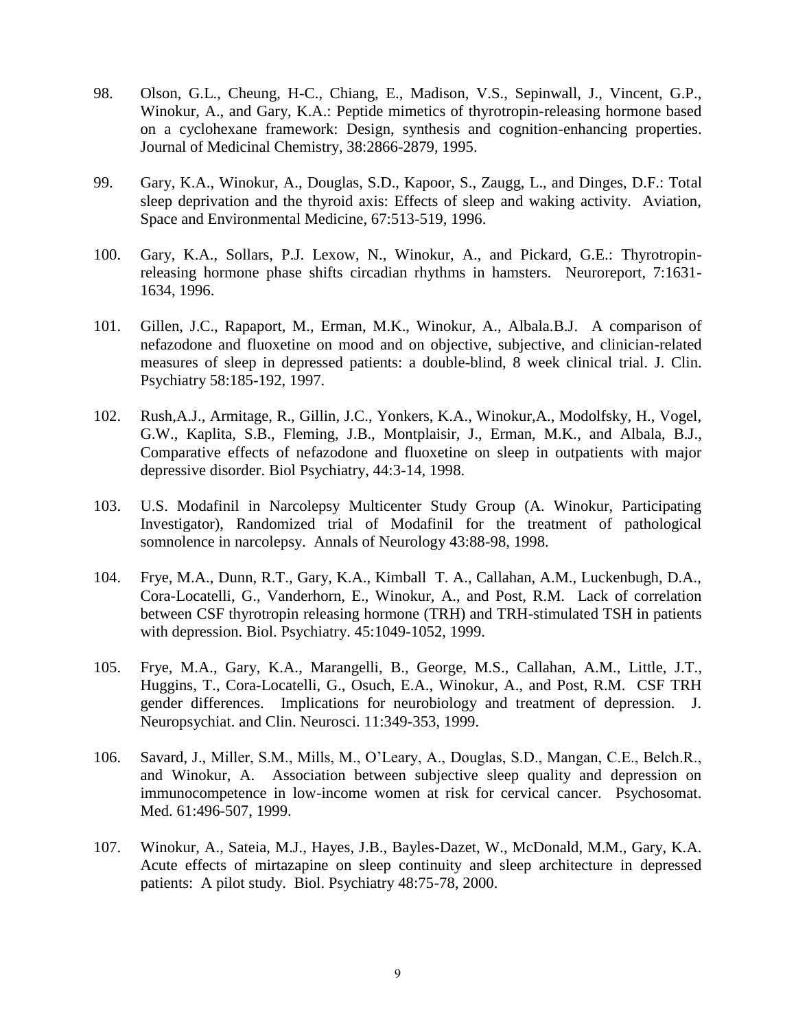98. Olson, G.L., Cheung, H-C., Chiang, E., Madison, V.S., Sepinwall, J., Vincent, G.P., Winokur, A., and Gary, K.A.: Peptide mimetics of thyrotropin-releasing hormone based on a cyclohexane framework: Design, synthesis and cognition-enhancing properties. Journal of Medicinal Chemistry, 38:2866-2879, 1995.

99. Gary, K.A., Winokur, A., Douglas, S.D., Kapoor, S., Zaugg, L., and Dinges, D.F.: Total sleep deprivation and the thyroid axis: Effects of sleep and waking activity. Aviation, Space and Environmental Medicine, 67:513-519, 1996.

100. Gary, K.A., Sollars, P.J. Lexow, N., Winokur, A., and Pickard, G.E.: Thyrotropin-releasing hormone phase shifts circadian rhythms in hamsters. Neuroreport, 7:1631-1634, 1996.

101. Gillen, J.C., Rapaport, M., Erman, M.K., Winokur, A., Albala.B.J. A comparison of nefazodone and fluoxetine on mood and on objective, subjective, and clinician-related measures of sleep in depressed patients: a double-blind, 8 week clinical trial. J. Clin. Psychiatry 58:185-192, 1997.

102. Rush,A.J., Armitage, R., Gillin, J.C., Yonkers, K.A., Winokur,A., Modolfsky, H., Vogel, G.W., Kaplita, S.B., Fleming, J.B., Montplaisir, J., Erman, M.K., and Albala, B.J., Comparative effects of nefazodone and fluoxetine on sleep in outpatients with major depressive disorder. Biol Psychiatry, 44:3-14, 1998.

103. U.S. Modafinil in Narcolepsy Multicenter Study Group (A. Winokur, Participating Investigator), Randomized trial of Modafinil for the treatment of pathological somnolence in narcolepsy. Annals of Neurology 43:88-98, 1998.

104. Frye, M.A., Dunn, R.T., Gary, K.A., Kimball T. A., Callahan, A.M., Luckenbugh, D.A., Cora-Locatelli, G., Vanderhorn, E., Winokur, A., and Post, R.M. Lack of correlation between CSF thyrotropin releasing hormone (TRH) and TRH-stimulated TSH in patients with depression. Biol. Psychiatry. 45:1049-1052, 1999.

105. Frye, M.A., Gary, K.A., Marangelli, B., George, M.S., Callahan, A.M., Little, J.T., Huggins, T., Cora-Locatelli, G., Osuch, E.A., Winokur, A., and Post, R.M. CSF TRH gender differences. Implications for neurobiology and treatment of depression. J. Neuropsychiat. and Clin. Neurosci. 11:349-353, 1999.

106. Savard, J., Miller, S.M., Mills, M., O'Leary, A., Douglas, S.D., Mangan, C.E., Belch.R., and Winokur, A. Association between subjective sleep quality and depression on immunocompetence in low-income women at risk for cervical cancer. Psychosomat. Med. 61:496-507, 1999.

107. Winokur, A., Sateia, M.J., Hayes, J.B., Bayles-Dazet, W., McDonald, M.M., Gary, K.A. Acute effects of mirtazapine on sleep continuity and sleep architecture in depressed patients: A pilot study. Biol. Psychiatry 48:75-78, 2000.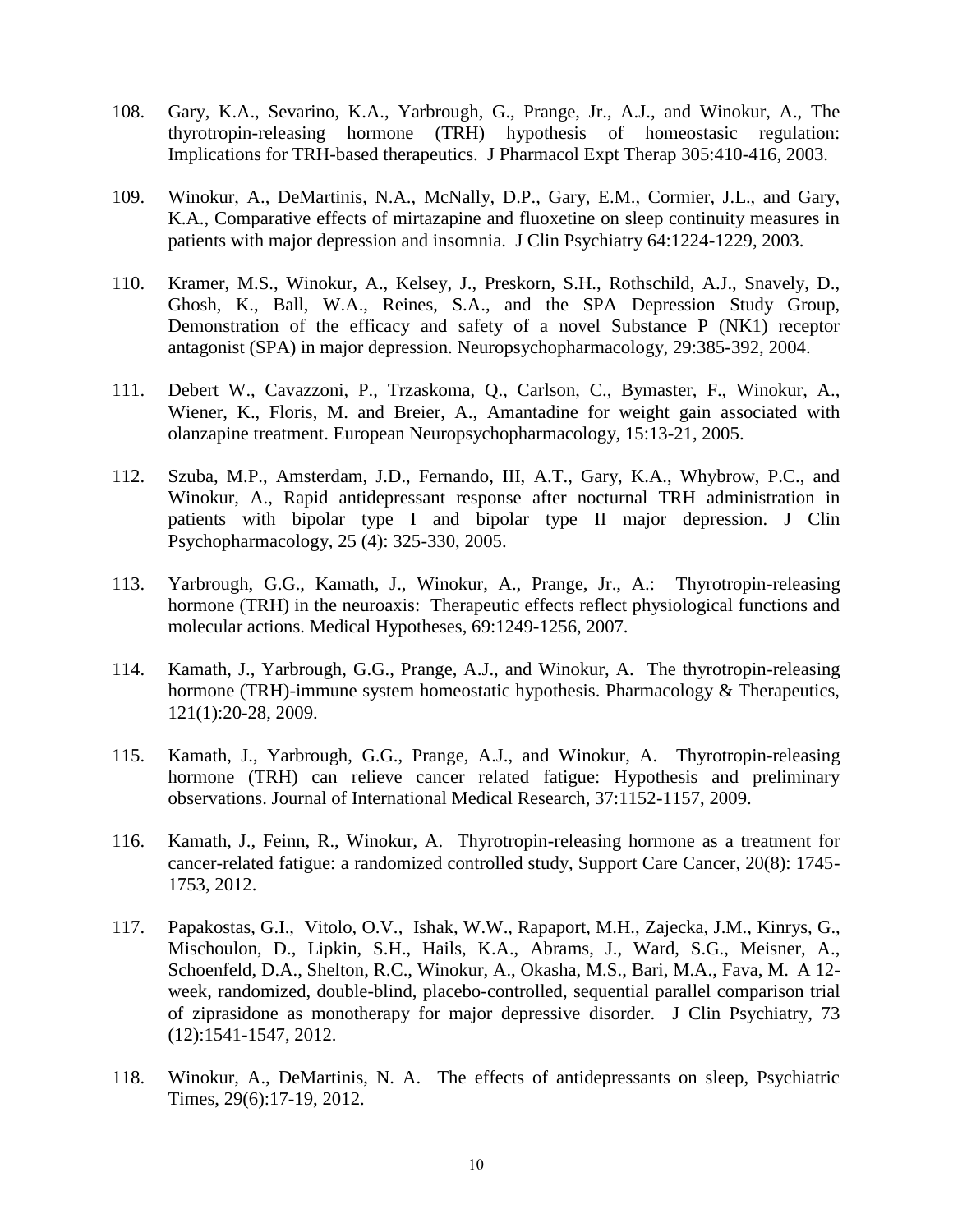108. Gary, K.A., Sevarino, K.A., Yarbrough, G., Prange, Jr., A.J., and Winokur, A., The thyrotropin-releasing hormone (TRH) hypothesis of homeostasic regulation: Implications for TRH-based therapeutics. J Pharmacol Expt Therap 305:410-416, 2003.

109. Winokur, A., DeMartinis, N.A., McNally, D.P., Gary, E.M., Cormier, J.L., and Gary, K.A., Comparative effects of mirtazapine and fluoxetine on sleep continuity measures in patients with major depression and insomnia. J Clin Psychiatry 64:1224-1229, 2003.

110. Kramer, M.S., Winokur, A., Kelsey, J., Preskorn, S.H., Rothschild, A.J., Snavely, D., Ghosh, K., Ball, W.A., Reines, S.A., and the SPA Depression Study Group, Demonstration of the efficacy and safety of a novel Substance P (NK1) receptor antagonist (SPA) in major depression. Neuropsychopharmacology, 29:385-392, 2004.

111. Debert W., Cavazzoni, P., Trzaskoma, Q., Carlson, C., Bymaster, F., Winokur, A., Wiener, K., Floris, M. and Breier, A., Amantadine for weight gain associated with olanzapine treatment. European Neuropsychopharmacology, 15:13-21, 2005.

112. Szuba, M.P., Amsterdam, J.D., Fernando, III, A.T., Gary, K.A., Whybrow, P.C., and Winokur, A., Rapid antidepressant response after nocturnal TRH administration in patients with bipolar type I and bipolar type II major depression. J Clin Psychopharmacology, 25 (4): 325-330, 2005.

113. Yarbrough, G.G., Kamath, J., Winokur, A., Prange, Jr., A.: Thyrotropin-releasing hormone (TRH) in the neuroaxis: Therapeutic effects reflect physiological functions and molecular actions. Medical Hypotheses, 69:1249-1256, 2007.

114. Kamath, J., Yarbrough, G.G., Prange, A.J., and Winokur, A. The thyrotropin-releasing hormone (TRH)-immune system homeostatic hypothesis. Pharmacology & Therapeutics, 121(1):20-28, 2009.

115. Kamath, J., Yarbrough, G.G., Prange, A.J., and Winokur, A. Thyrotropin-releasing hormone (TRH) can relieve cancer related fatigue: Hypothesis and preliminary observations. Journal of International Medical Research, 37:1152-1157, 2009.

116. Kamath, J., Feinn, R., Winokur, A. Thyrotropin-releasing hormone as a treatment for cancer-related fatigue: a randomized controlled study, Support Care Cancer, 20(8): 1745-1753, 2012.

117. Papakostas, G.I., Vitolo, O.V., Ishak, W.W., Rapaport, M.H., Zajecka, J.M., Kinrys, G., Mischoulon, D., Lipkin, S.H., Hails, K.A., Abrams, J., Ward, S.G., Meisner, A., Schoenfeld, D.A., Shelton, R.C., Winokur, A., Okasha, M.S., Bari, M.A., Fava, M. A 12-week, randomized, double-blind, placebo-controlled, sequential parallel comparison trial of ziprasidone as monotherapy for major depressive disorder. J Clin Psychiatry, 73 (12):1541-1547, 2012.

118. Winokur, A., DeMartinis, N. A. The effects of antidepressants on sleep, Psychiatric Times, 29(6):17-19, 2012.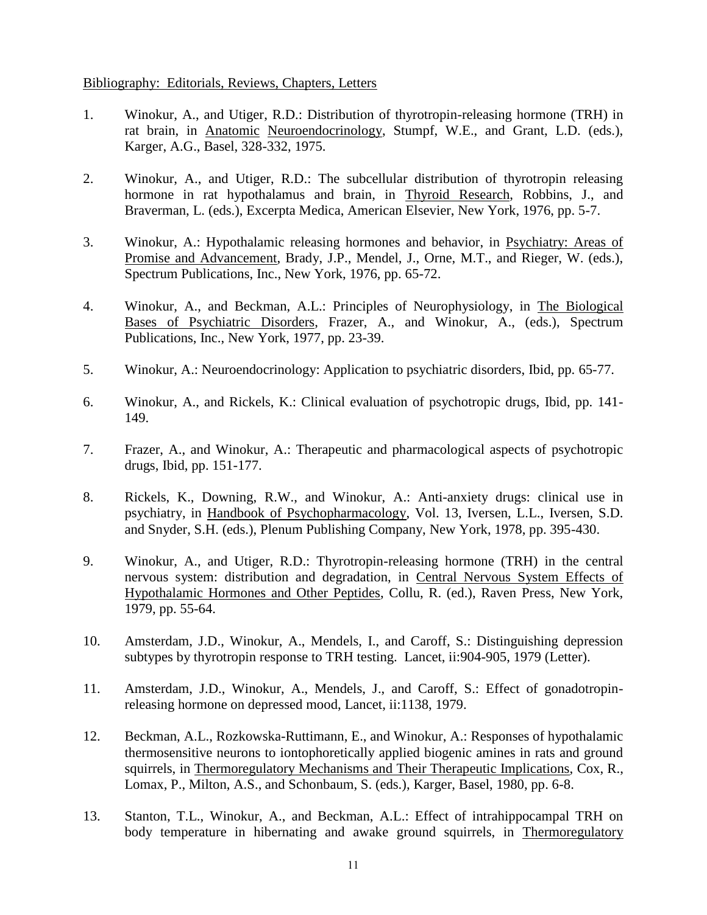Bibliography: Editorials, Reviews, Chapters, Letters

1. Winokur, A., and Utiger, R.D.: Distribution of thyrotropin-releasing hormone (TRH) in rat brain, in Anatomic Neuroendocrinology, Stumpf, W.E., and Grant, L.D. (eds.), Karger, A.G., Basel, 328-332, 1975.

2. Winokur, A., and Utiger, R.D.: The subcellular distribution of thyrotropin releasing hormone in rat hypothalamus and brain, in Thyroid Research, Robbins, J., and Braverman, L. (eds.), Excerpta Medica, American Elsevier, New York, 1976, pp. 5-7.

3. Winokur, A.: Hypothalamic releasing hormones and behavior, in Psychiatry: Areas of Promise and Advancement, Brady, J.P., Mendel, J., Orne, M.T., and Rieger, W. (eds.), Spectrum Publications, Inc., New York, 1976, pp. 65-72.

4. Winokur, A., and Beckman, A.L.: Principles of Neurophysiology, in The Biological Bases of Psychiatric Disorders, Frazer, A., and Winokur, A., (eds.), Spectrum Publications, Inc., New York, 1977, pp. 23-39.

5. Winokur, A.: Neuroendocrinology: Application to psychiatric disorders, Ibid, pp. 65-77.

6. Winokur, A., and Rickels, K.: Clinical evaluation of psychotropic drugs, Ibid, pp. 141-149.

7. Frazer, A., and Winokur, A.: Therapeutic and pharmacological aspects of psychotropic drugs, Ibid, pp. 151-177.

8. Rickels, K., Downing, R.W., and Winokur, A.: Anti-anxiety drugs: clinical use in psychiatry, in Handbook of Psychopharmacology, Vol. 13, Iversen, L.L., Iversen, S.D. and Snyder, S.H. (eds.), Plenum Publishing Company, New York, 1978, pp. 395-430.

9. Winokur, A., and Utiger, R.D.: Thyrotropin-releasing hormone (TRH) in the central nervous system: distribution and degradation, in Central Nervous System Effects of Hypothalamic Hormones and Other Peptides, Collu, R. (ed.), Raven Press, New York, 1979, pp. 55-64.

10. Amsterdam, J.D., Winokur, A., Mendels, I., and Caroff, S.: Distinguishing depression subtypes by thyrotropin response to TRH testing. Lancet, ii:904-905, 1979 (Letter).

11. Amsterdam, J.D., Winokur, A., Mendels, J., and Caroff, S.: Effect of gonadotropin-releasing hormone on depressed mood, Lancet, ii:1138, 1979.

12. Beckman, A.L., Rozkowska-Ruttimann, E., and Winokur, A.: Responses of hypothalamic thermosensitive neurons to iontophoretically applied biogenic amines in rats and ground squirrels, in Thermoregulatory Mechanisms and Their Therapeutic Implications, Cox, R., Lomax, P., Milton, A.S., and Schonbaum, S. (eds.), Karger, Basel, 1980, pp. 6-8.

13. Stanton, T.L., Winokur, A., and Beckman, A.L.: Effect of intrahippocampal TRH on body temperature in hibernating and awake ground squirrels, in Thermoregulatory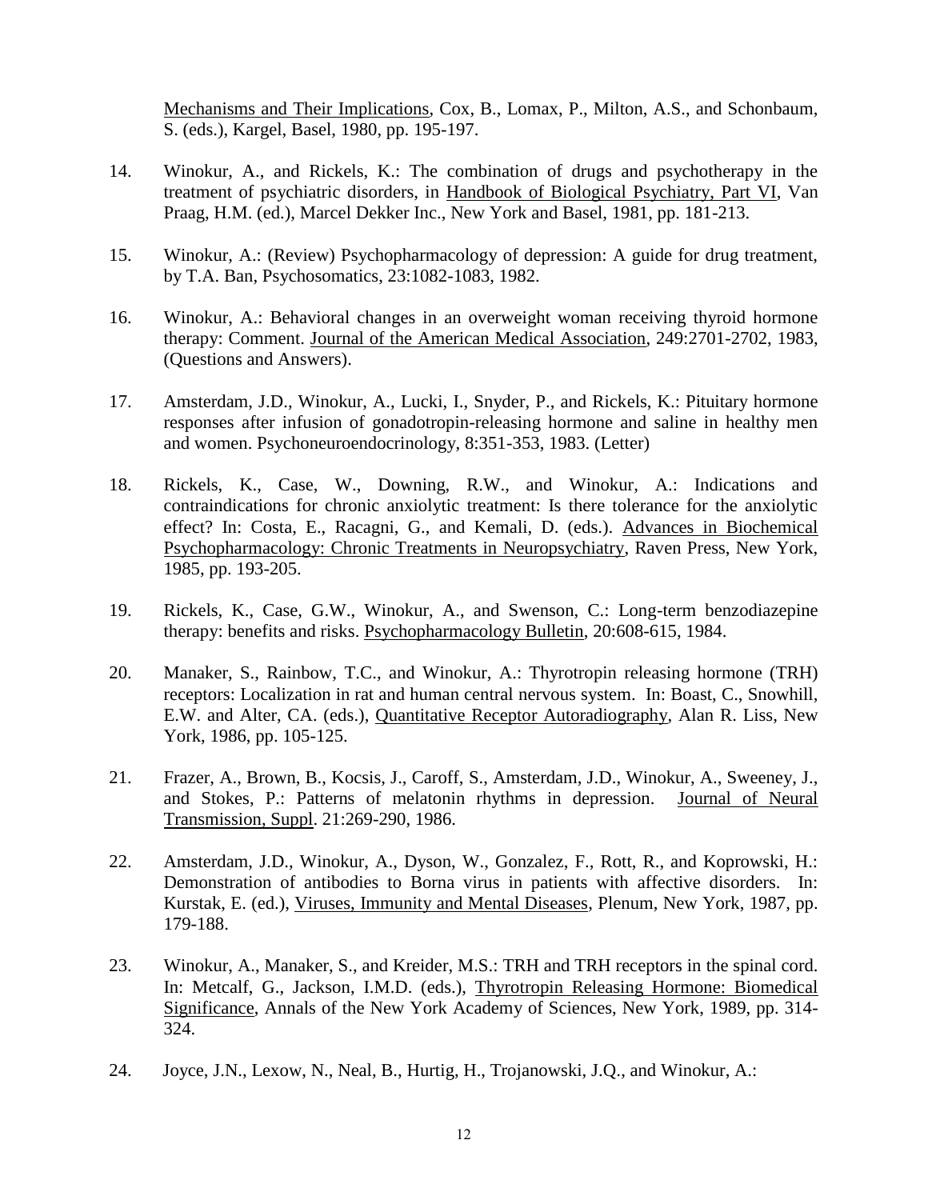Mechanisms and Their Implications, Cox, B., Lomax, P., Milton, A.S., and Schonbaum, S. (eds.), Kargel, Basel, 1980, pp. 195-197.

14. Winokur, A., and Rickels, K.: The combination of drugs and psychotherapy in the treatment of psychiatric disorders, in Handbook of Biological Psychiatry, Part VI, Van Praag, H.M. (ed.), Marcel Dekker Inc., New York and Basel, 1981, pp. 181-213.

15. Winokur, A.: (Review) Psychopharmacology of depression: A guide for drug treatment, by T.A. Ban, Psychosomatics, 23:1082-1083, 1982.

16. Winokur, A.: Behavioral changes in an overweight woman receiving thyroid hormone therapy: Comment. Journal of the American Medical Association, 249:2701-2702, 1983, (Questions and Answers).

17. Amsterdam, J.D., Winokur, A., Lucki, I., Snyder, P., and Rickels, K.: Pituitary hormone responses after infusion of gonadotropin-releasing hormone and saline in healthy men and women. Psychoneuroendocrinology, 8:351-353, 1983. (Letter)

18. Rickels, K., Case, W., Downing, R.W., and Winokur, A.: Indications and contraindications for chronic anxiolytic treatment: Is there tolerance for the anxiolytic effect? In: Costa, E., Racagni, G., and Kemali, D. (eds.). Advances in Biochemical Psychopharmacology: Chronic Treatments in Neuropsychiatry, Raven Press, New York, 1985, pp. 193-205.

19. Rickels, K., Case, G.W., Winokur, A., and Swenson, C.: Long-term benzodiazepine therapy: benefits and risks. Psychopharmacology Bulletin, 20:608-615, 1984.

20. Manaker, S., Rainbow, T.C., and Winokur, A.: Thyrotropin releasing hormone (TRH) receptors: Localization in rat and human central nervous system. In: Boast, C., Snowhill, E.W. and Alter, CA. (eds.), Quantitative Receptor Autoradiography, Alan R. Liss, New York, 1986, pp. 105-125.

21. Frazer, A., Brown, B., Kocsis, J., Caroff, S., Amsterdam, J.D., Winokur, A., Sweeney, J., and Stokes, P.: Patterns of melatonin rhythms in depression. Journal of Neural Transmission, Suppl. 21:269-290, 1986.

22. Amsterdam, J.D., Winokur, A., Dyson, W., Gonzalez, F., Rott, R., and Koprowski, H.: Demonstration of antibodies to Borna virus in patients with affective disorders. In: Kurstak, E. (ed.), Viruses, Immunity and Mental Diseases, Plenum, New York, 1987, pp. 179-188.

23. Winokur, A., Manaker, S., and Kreider, M.S.: TRH and TRH receptors in the spinal cord. In: Metcalf, G., Jackson, I.M.D. (eds.), Thyrotropin Releasing Hormone: Biomedical Significance, Annals of the New York Academy of Sciences, New York, 1989, pp. 314-324.

24. Joyce, J.N., Lexow, N., Neal, B., Hurtig, H., Trojanowski, J.Q., and Winokur, A.: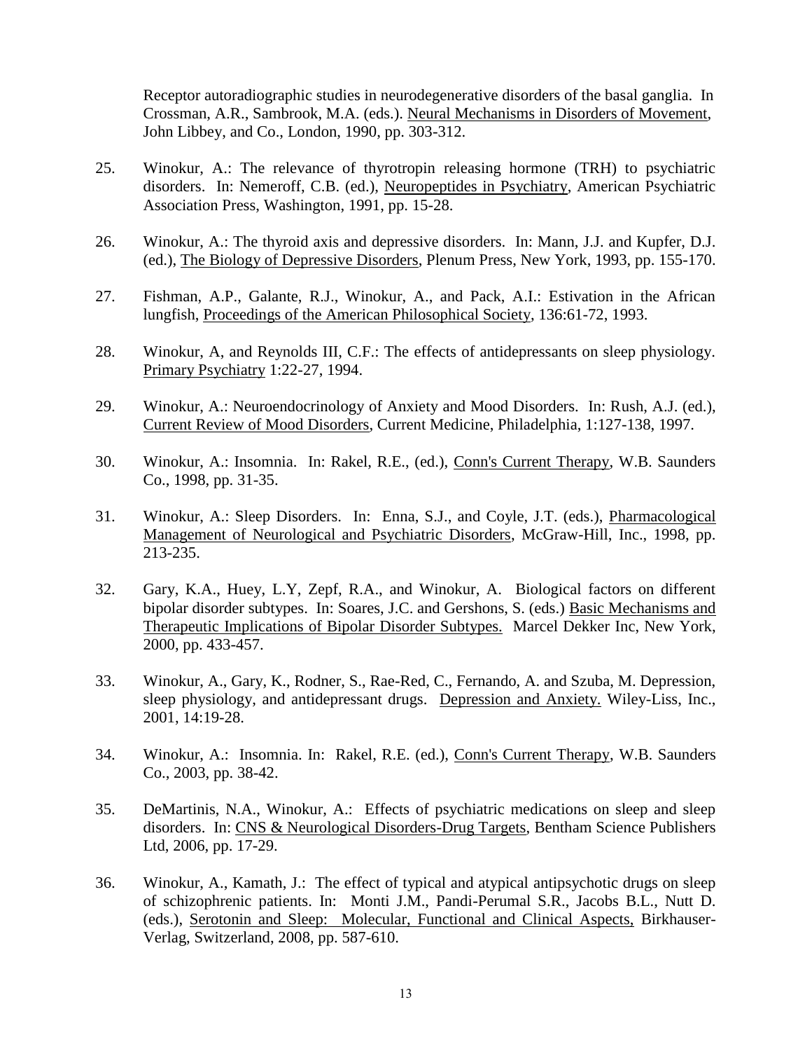Receptor autoradiographic studies in neurodegenerative disorders of the basal ganglia. In Crossman, A.R., Sambrook, M.A. (eds.). Neural Mechanisms in Disorders of Movement, John Libbey, and Co., London, 1990, pp. 303-312.

25. Winokur, A.: The relevance of thyrotropin releasing hormone (TRH) to psychiatric disorders. In: Nemeroff, C.B. (ed.), Neuropeptides in Psychiatry, American Psychiatric Association Press, Washington, 1991, pp. 15-28.

26. Winokur, A.: The thyroid axis and depressive disorders. In: Mann, J.J. and Kupfer, D.J. (ed.), The Biology of Depressive Disorders, Plenum Press, New York, 1993, pp. 155-170.

27. Fishman, A.P., Galante, R.J., Winokur, A., and Pack, A.I.: Estivation in the African lungfish, Proceedings of the American Philosophical Society, 136:61-72, 1993.

28. Winokur, A, and Reynolds III, C.F.: The effects of antidepressants on sleep physiology. Primary Psychiatry 1:22-27, 1994.

29. Winokur, A.: Neuroendocrinology of Anxiety and Mood Disorders. In: Rush, A.J. (ed.), Current Review of Mood Disorders, Current Medicine, Philadelphia, 1:127-138, 1997.

30. Winokur, A.: Insomnia. In: Rakel, R.E., (ed.), Conn's Current Therapy, W.B. Saunders Co., 1998, pp. 31-35.

31. Winokur, A.: Sleep Disorders. In: Enna, S.J., and Coyle, J.T. (eds.), Pharmacological Management of Neurological and Psychiatric Disorders, McGraw-Hill, Inc., 1998, pp. 213-235.

32. Gary, K.A., Huey, L.Y, Zepf, R.A., and Winokur, A. Biological factors on different bipolar disorder subtypes. In: Soares, J.C. and Gershons, S. (eds.) Basic Mechanisms and Therapeutic Implications of Bipolar Disorder Subtypes. Marcel Dekker Inc, New York, 2000, pp. 433-457.

33. Winokur, A., Gary, K., Rodner, S., Rae-Red, C., Fernando, A. and Szuba, M. Depression, sleep physiology, and antidepressant drugs. Depression and Anxiety. Wiley-Liss, Inc., 2001, 14:19-28.

34. Winokur, A.: Insomnia. In: Rakel, R.E. (ed.), Conn's Current Therapy, W.B. Saunders Co., 2003, pp. 38-42.

35. DeMartinis, N.A., Winokur, A.: Effects of psychiatric medications on sleep and sleep disorders. In: CNS & Neurological Disorders-Drug Targets, Bentham Science Publishers Ltd, 2006, pp. 17-29.

36. Winokur, A., Kamath, J.: The effect of typical and atypical antipsychotic drugs on sleep of schizophrenic patients. In: Monti J.M., Pandi-Perumal S.R., Jacobs B.L., Nutt D. (eds.), Serotonin and Sleep: Molecular, Functional and Clinical Aspects, Birkhauser-Verlag, Switzerland, 2008, pp. 587-610.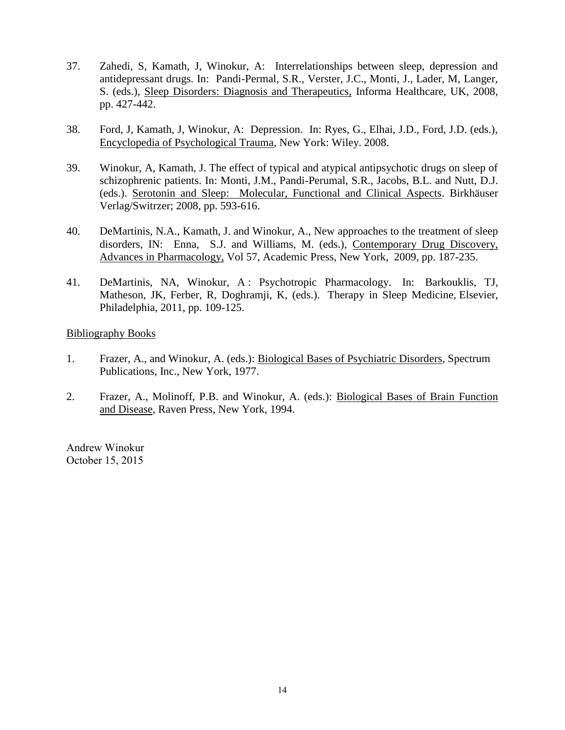37. Zahedi, S, Kamath, J, Winokur, A: Interrelationships between sleep, depression and antidepressant drugs. In: Pandi-Permal, S.R., Verster, J.C., Monti, J., Lader, M, Langer, S. (eds.), Sleep Disorders: Diagnosis and Therapeutics, Informa Healthcare, UK, 2008, pp. 427-442.

38. Ford, J, Kamath, J, Winokur, A: Depression. In: Ryes, G., Elhai, J.D., Ford, J.D. (eds.), Encyclopedia of Psychological Trauma, New York: Wiley. 2008.

39. Winokur, A, Kamath, J. The effect of typical and atypical antipsychotic drugs on sleep of schizophrenic patients. In: Monti, J.M., Pandi-Perumal, S.R., Jacobs, B.L. and Nutt, D.J. (eds.). Serotonin and Sleep: Molecular, Functional and Clinical Aspects. Birkhäuser Verlag/Switrzer; 2008, pp. 593-616.

40. DeMartinis, N.A., Kamath, J. and Winokur, A., New approaches to the treatment of sleep disorders, IN: Enna, S.J. and Williams, M. (eds.), Contemporary Drug Discovery, Advances in Pharmacology, Vol 57, Academic Press, New York, 2009, pp. 187-235.

41. DeMartinis, NA, Winokur, A : Psychotropic Pharmacology. In: Barkouklis, TJ, Matheson, JK, Ferber, R, Doghramji, K, (eds.). Therapy in Sleep Medicine, Elsevier, Philadelphia, 2011, pp. 109-125.

Bibliography Books

1. Frazer, A., and Winokur, A. (eds.): Biological Bases of Psychiatric Disorders, Spectrum Publications, Inc., New York, 1977.

2. Frazer, A., Molinoff, P.B. and Winokur, A. (eds.): Biological Bases of Brain Function and Disease, Raven Press, New York, 1994.

Andrew Winokur
October 15, 2015